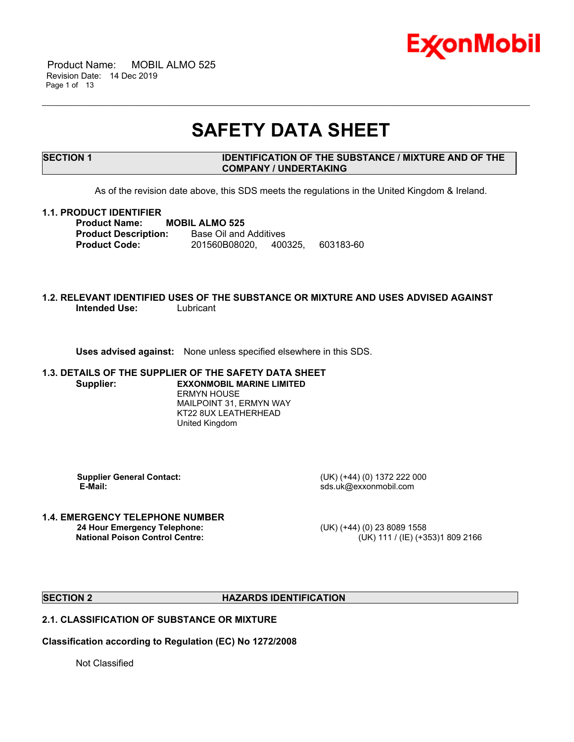# SAFETY DATA SHEET

## SECTION 1 IDENTIFICATION OF THE SUBSTANCE / MIXTURE AND OF THE COMPANY / UNDERTAKING

As of the revision date above, this SDS meets the regulations in the United Kingdom & Ireland.

### 1.1. PRODUCT IDENTIFIER

**Product Name:** **MOBIL ALMO 525**
**Product Description:** Base Oil and Additives
**Product Code:** 201560B08020, 400325, 603183-60

### 1.2. RELEVANT IDENTIFIED USES OF THE SUBSTANCE OR MIXTURE AND USES ADVISED AGAINST

**Intended Use:** Lubricant

**Uses advised against:** None unless specified elsewhere in this SDS.

### 1.3. DETAILS OF THE SUPPLIER OF THE SAFETY DATA SHEET

**Supplier:** **EXXONMOBIL MARINE LIMITED**
ERMYN HOUSE
MAILPOINT 31, ERMYN WAY
KT22 8UX LEATHERHEAD
United Kingdom

**Supplier General Contact:** (UK) (+44) (0) 1372 222 000
**E-Mail:** sds.uk@exxonmobil.com

### 1.4. EMERGENCY TELEPHONE NUMBER

**24 Hour Emergency Telephone:** (UK) (+44) (0) 23 8089 1558
**National Poison Control Centre:** (UK) 111 / (IE) (+353)1 809 2166

## SECTION 2 HAZARDS IDENTIFICATION

### 2.1. CLASSIFICATION OF SUBSTANCE OR MIXTURE

**Classification according to Regulation (EC) No 1272/2008**

Not Classified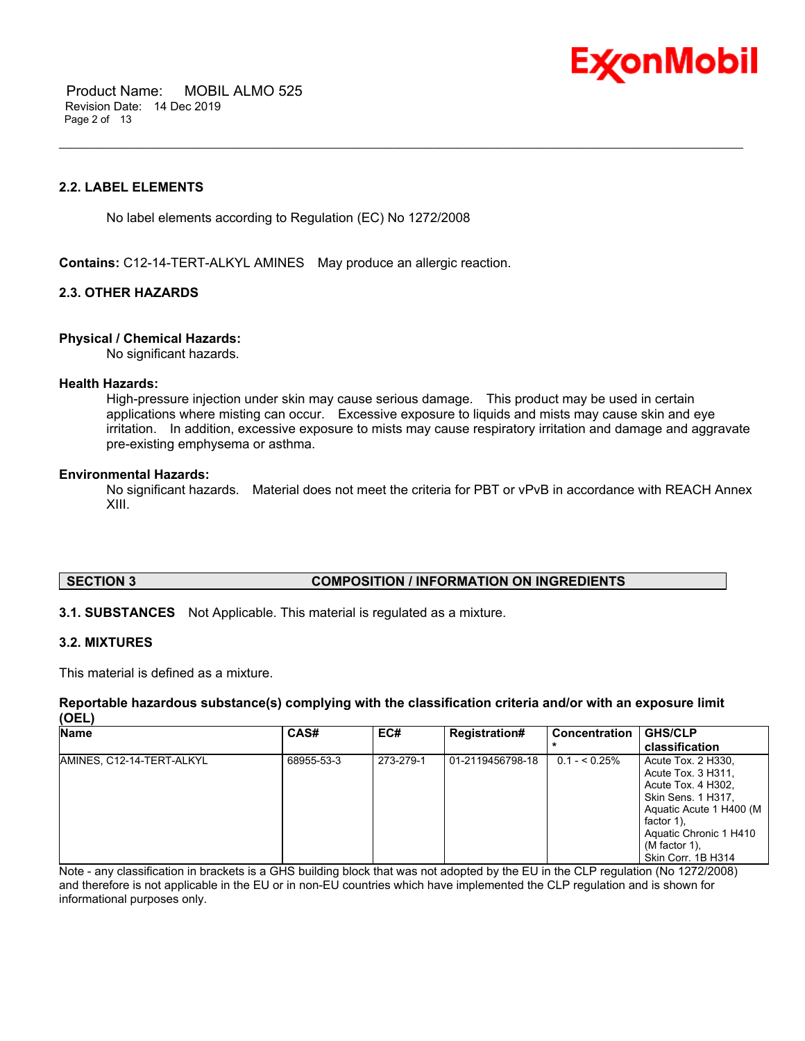### 2.2. LABEL ELEMENTS

No label elements according to Regulation (EC) No 1272/2008

**Contains:** C12-14-TERT-ALKYL AMINES May produce an allergic reaction.

### 2.3. OTHER HAZARDS

**Physical / Chemical Hazards:**

No significant hazards.

**Health Hazards:**

High-pressure injection under skin may cause serious damage. This product may be used in certain applications where misting can occur. Excessive exposure to liquids and mists may cause skin and eye irritation. In addition, excessive exposure to mists may cause respiratory irritation and damage and aggravate pre-existing emphysema or asthma.

**Environmental Hazards:**

No significant hazards. Material does not meet the criteria for PBT or vPvB in accordance with REACH Annex XIII.

## SECTION 3 COMPOSITION / INFORMATION ON INGREDIENTS

**3.1. SUBSTANCES** Not Applicable. This material is regulated as a mixture.

### 3.2. MIXTURES

This material is defined as a mixture.

**Reportable hazardous substance(s) complying with the classification criteria and/or with an exposure limit (OEL)**

| Name | CAS# | EC# | Registration# | Concentration* | GHS/CLP classification |
|---|---|---|---|---|---|
| AMINES, C12-14-TERT-ALKYL | 68955-53-3 | 273-279-1 | 01-2119456798-18 | 0.1 - < 0.25% | Acute Tox. 2 H330, Acute Tox. 3 H311, Acute Tox. 4 H302, Skin Sens. 1 H317, Aquatic Acute 1 H400 (M factor 1), Aquatic Chronic 1 H410 (M factor 1), Skin Corr. 1B H314 |

Note - any classification in brackets is a GHS building block that was not adopted by the EU in the CLP regulation (No 1272/2008) and therefore is not applicable in the EU or in non-EU countries which have implemented the CLP regulation and is shown for informational purposes only.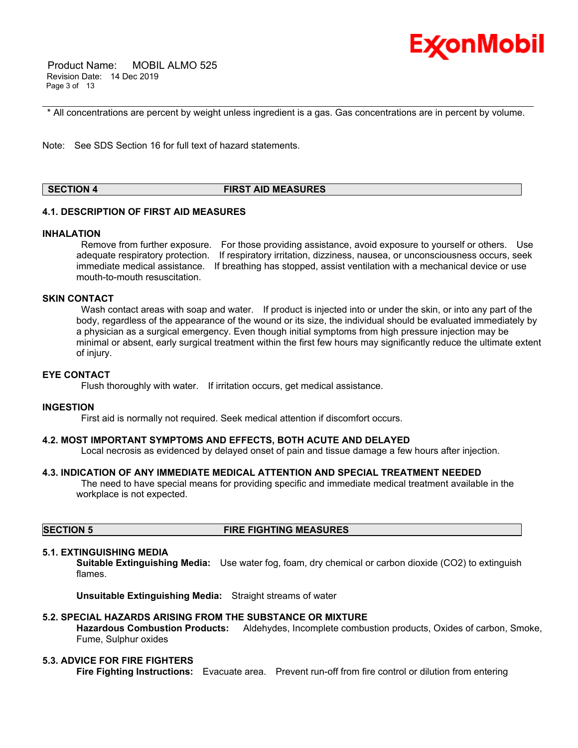\* All concentrations are percent by weight unless ingredient is a gas. Gas concentrations are in percent by volume.

Note: See SDS Section 16 for full text of hazard statements.

## SECTION 4 FIRST AID MEASURES

### 4.1. DESCRIPTION OF FIRST AID MEASURES

**INHALATION**

Remove from further exposure. For those providing assistance, avoid exposure to yourself or others. Use adequate respiratory protection. If respiratory irritation, dizziness, nausea, or unconsciousness occurs, seek immediate medical assistance. If breathing has stopped, assist ventilation with a mechanical device or use mouth-to-mouth resuscitation.

**SKIN CONTACT**

Wash contact areas with soap and water. If product is injected into or under the skin, or into any part of the body, regardless of the appearance of the wound or its size, the individual should be evaluated immediately by a physician as a surgical emergency. Even though initial symptoms from high pressure injection may be minimal or absent, early surgical treatment within the first few hours may significantly reduce the ultimate extent of injury.

**EYE CONTACT**

Flush thoroughly with water. If irritation occurs, get medical assistance.

**INGESTION**

First aid is normally not required. Seek medical attention if discomfort occurs.

### 4.2. MOST IMPORTANT SYMPTOMS AND EFFECTS, BOTH ACUTE AND DELAYED

Local necrosis as evidenced by delayed onset of pain and tissue damage a few hours after injection.

### 4.3. INDICATION OF ANY IMMEDIATE MEDICAL ATTENTION AND SPECIAL TREATMENT NEEDED

The need to have special means for providing specific and immediate medical treatment available in the workplace is not expected.

## SECTION 5 FIRE FIGHTING MEASURES

### 5.1. EXTINGUISHING MEDIA

**Suitable Extinguishing Media:** Use water fog, foam, dry chemical or carbon dioxide ($CO_2$) to extinguish flames.

**Unsuitable Extinguishing Media:** Straight streams of water

### 5.2. SPECIAL HAZARDS ARISING FROM THE SUBSTANCE OR MIXTURE

**Hazardous Combustion Products:** Aldehydes, Incomplete combustion products, Oxides of carbon, Smoke, Fume, Sulphur oxides

### 5.3. ADVICE FOR FIRE FIGHTERS

**Fire Fighting Instructions:** Evacuate area. Prevent run-off from fire control or dilution from entering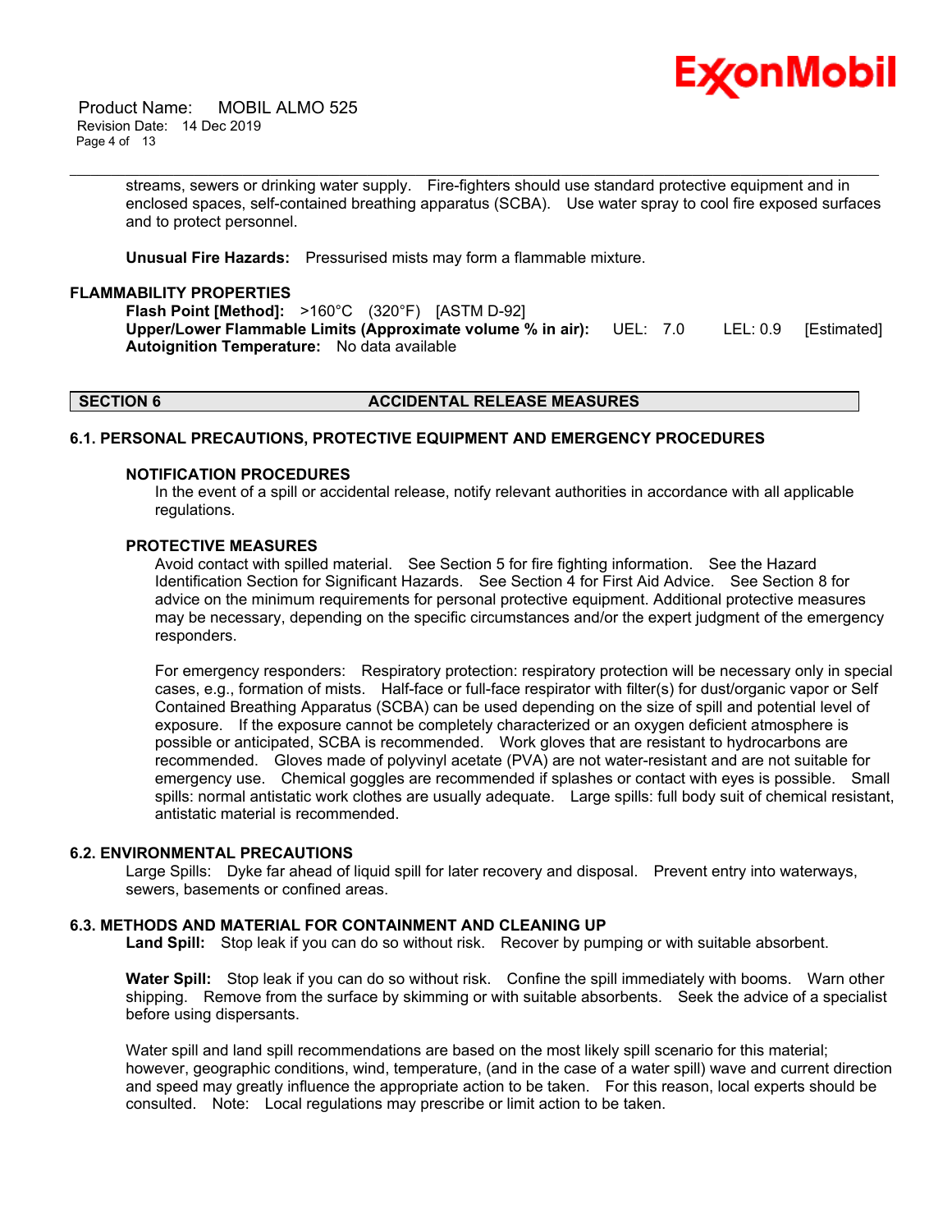streams, sewers or drinking water supply. Fire-fighters should use standard protective equipment and in enclosed spaces, self-contained breathing apparatus (SCBA). Use water spray to cool fire exposed surfaces and to protect personnel.

**Unusual Fire Hazards:** Pressurised mists may form a flammable mixture.

### FLAMMABILITY PROPERTIES

**Flash Point [Method]:** >160°C (320°F) [ASTM D-92]
**Upper/Lower Flammable Limits (Approximate volume % in air):** UEL: 7.0 LEL: 0.9 [Estimated]
**Autoignition Temperature:** No data available

## SECTION 6 ACCIDENTAL RELEASE MEASURES

### 6.1. PERSONAL PRECAUTIONS, PROTECTIVE EQUIPMENT AND EMERGENCY PROCEDURES

#### NOTIFICATION PROCEDURES

In the event of a spill or accidental release, notify relevant authorities in accordance with all applicable regulations.

#### PROTECTIVE MEASURES

Avoid contact with spilled material. See Section 5 for fire fighting information. See the Hazard Identification Section for Significant Hazards. See Section 4 for First Aid Advice. See Section 8 for advice on the minimum requirements for personal protective equipment. Additional protective measures may be necessary, depending on the specific circumstances and/or the expert judgment of the emergency responders.

For emergency responders: Respiratory protection: respiratory protection will be necessary only in special cases, e.g., formation of mists. Half-face or full-face respirator with filter(s) for dust/organic vapor or Self Contained Breathing Apparatus (SCBA) can be used depending on the size of spill and potential level of exposure. If the exposure cannot be completely characterized or an oxygen deficient atmosphere is possible or anticipated, SCBA is recommended. Work gloves that are resistant to hydrocarbons are recommended. Gloves made of polyvinyl acetate (PVA) are not water-resistant and are not suitable for emergency use. Chemical goggles are recommended if splashes or contact with eyes is possible. Small spills: normal antistatic work clothes are usually adequate. Large spills: full body suit of chemical resistant, antistatic material is recommended.

### 6.2. ENVIRONMENTAL PRECAUTIONS

Large Spills: Dyke far ahead of liquid spill for later recovery and disposal. Prevent entry into waterways, sewers, basements or confined areas.

### 6.3. METHODS AND MATERIAL FOR CONTAINMENT AND CLEANING UP

**Land Spill:** Stop leak if you can do so without risk. Recover by pumping or with suitable absorbent.

**Water Spill:** Stop leak if you can do so without risk. Confine the spill immediately with booms. Warn other shipping. Remove from the surface by skimming or with suitable absorbents. Seek the advice of a specialist before using dispersants.

Water spill and land spill recommendations are based on the most likely spill scenario for this material; however, geographic conditions, wind, temperature, (and in the case of a water spill) wave and current direction and speed may greatly influence the appropriate action to be taken. For this reason, local experts should be consulted. Note: Local regulations may prescribe or limit action to be taken.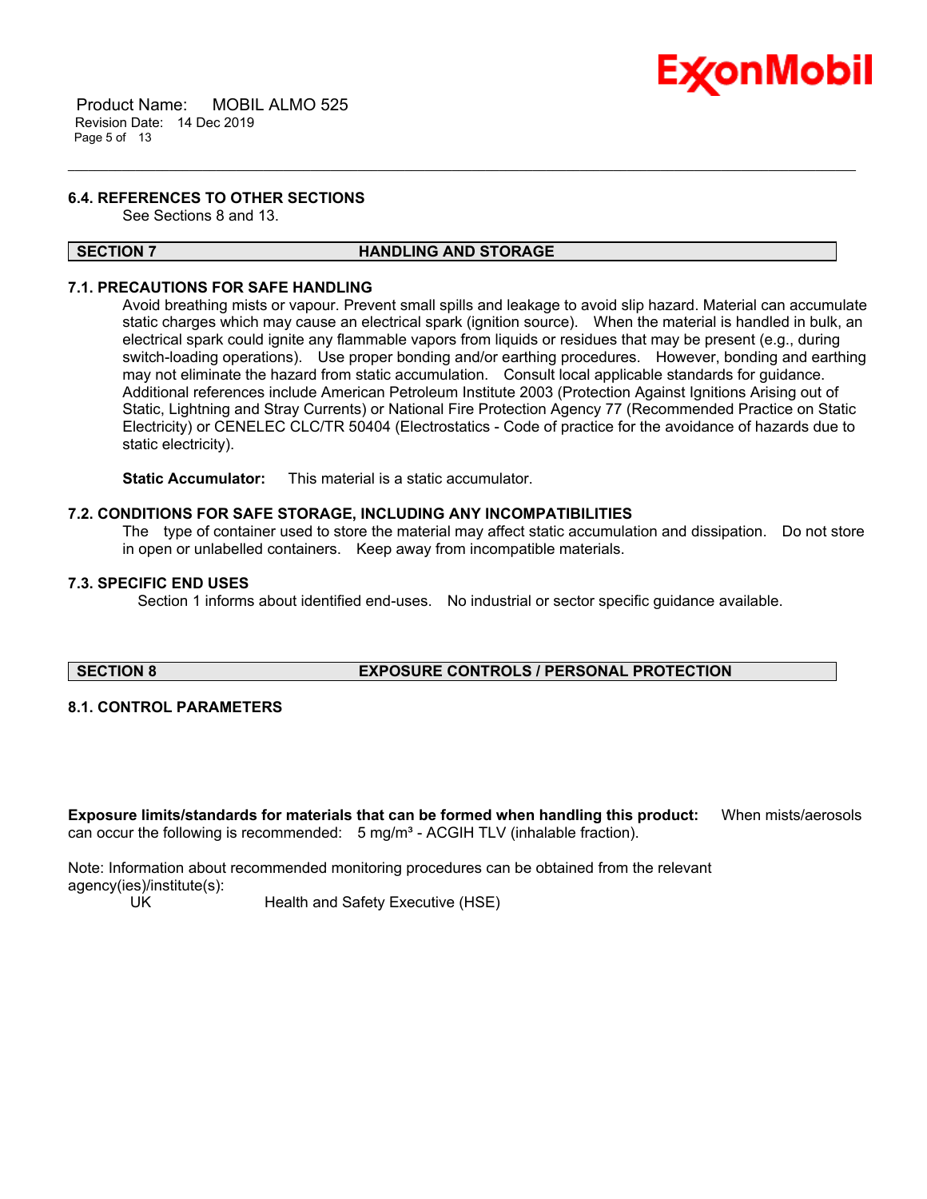### 6.4. REFERENCES TO OTHER SECTIONS

See Sections 8 and 13.

## SECTION 7 HANDLING AND STORAGE

### 7.1. PRECAUTIONS FOR SAFE HANDLING

Avoid breathing mists or vapour. Prevent small spills and leakage to avoid slip hazard. Material can accumulate static charges which may cause an electrical spark (ignition source). When the material is handled in bulk, an electrical spark could ignite any flammable vapors from liquids or residues that may be present (e.g., during switch-loading operations). Use proper bonding and/or earthing procedures. However, bonding and earthing may not eliminate the hazard from static accumulation. Consult local applicable standards for guidance. Additional references include American Petroleum Institute 2003 (Protection Against Ignitions Arising out of Static, Lightning and Stray Currents) or National Fire Protection Agency 77 (Recommended Practice on Static Electricity) or CENELEC CLC/TR 50404 (Electrostatics - Code of practice for the avoidance of hazards due to static electricity).

**Static Accumulator:** This material is a static accumulator.

### 7.2. CONDITIONS FOR SAFE STORAGE, INCLUDING ANY INCOMPATIBILITIES

The type of container used to store the material may affect static accumulation and dissipation. Do not store in open or unlabelled containers. Keep away from incompatible materials.

### 7.3. SPECIFIC END USES

Section 1 informs about identified end-uses. No industrial or sector specific guidance available.

## SECTION 8 EXPOSURE CONTROLS / PERSONAL PROTECTION

### 8.1. CONTROL PARAMETERS

**Exposure limits/standards for materials that can be formed when handling this product:** When mists/aerosols can occur the following is recommended: 5 mg/m³ - ACGIH TLV (inhalable fraction).

Note: Information about recommended monitoring procedures can be obtained from the relevant agency(ies)/institute(s):

UK Health and Safety Executive (HSE)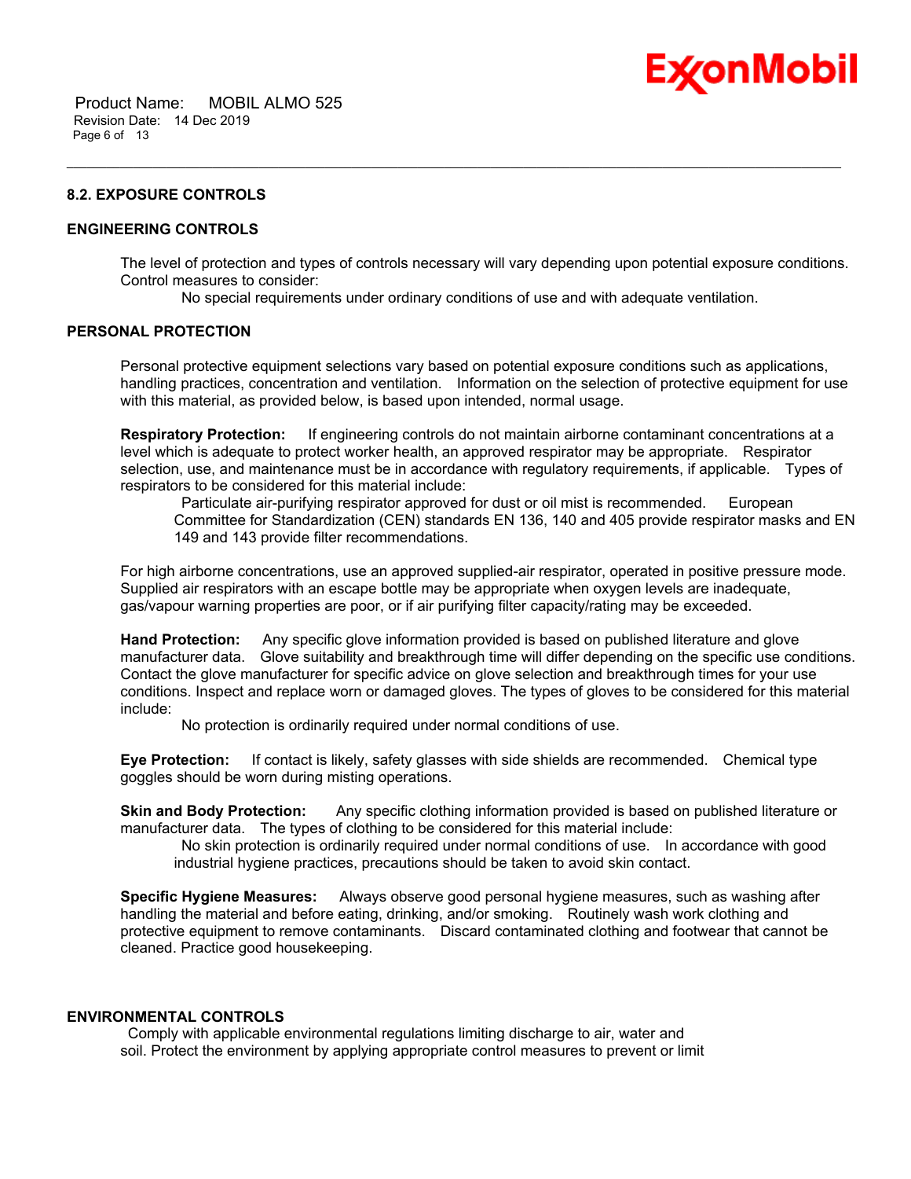### 8.2. EXPOSURE CONTROLS

#### ENGINEERING CONTROLS

The level of protection and types of controls necessary will vary depending upon potential exposure conditions. Control measures to consider:

No special requirements under ordinary conditions of use and with adequate ventilation.

#### PERSONAL PROTECTION

Personal protective equipment selections vary based on potential exposure conditions such as applications, handling practices, concentration and ventilation. Information on the selection of protective equipment for use with this material, as provided below, is based upon intended, normal usage.

**Respiratory Protection:** If engineering controls do not maintain airborne contaminant concentrations at a level which is adequate to protect worker health, an approved respirator may be appropriate. Respirator selection, use, and maintenance must be in accordance with regulatory requirements, if applicable. Types of respirators to be considered for this material include:

Particulate air-purifying respirator approved for dust or oil mist is recommended. European Committee for Standardization (CEN) standards EN 136, 140 and 405 provide respirator masks and EN 149 and 143 provide filter recommendations.

For high airborne concentrations, use an approved supplied-air respirator, operated in positive pressure mode. Supplied air respirators with an escape bottle may be appropriate when oxygen levels are inadequate, gas/vapour warning properties are poor, or if air purifying filter capacity/rating may be exceeded.

**Hand Protection:** Any specific glove information provided is based on published literature and glove manufacturer data. Glove suitability and breakthrough time will differ depending on the specific use conditions. Contact the glove manufacturer for specific advice on glove selection and breakthrough times for your use conditions. Inspect and replace worn or damaged gloves. The types of gloves to be considered for this material include:

No protection is ordinarily required under normal conditions of use.

**Eye Protection:** If contact is likely, safety glasses with side shields are recommended. Chemical type goggles should be worn during misting operations.

**Skin and Body Protection:** Any specific clothing information provided is based on published literature or manufacturer data. The types of clothing to be considered for this material include:

No skin protection is ordinarily required under normal conditions of use. In accordance with good industrial hygiene practices, precautions should be taken to avoid skin contact.

**Specific Hygiene Measures:** Always observe good personal hygiene measures, such as washing after handling the material and before eating, drinking, and/or smoking. Routinely wash work clothing and protective equipment to remove contaminants. Discard contaminated clothing and footwear that cannot be cleaned. Practice good housekeeping.

#### ENVIRONMENTAL CONTROLS

Comply with applicable environmental regulations limiting discharge to air, water and soil. Protect the environment by applying appropriate control measures to prevent or limit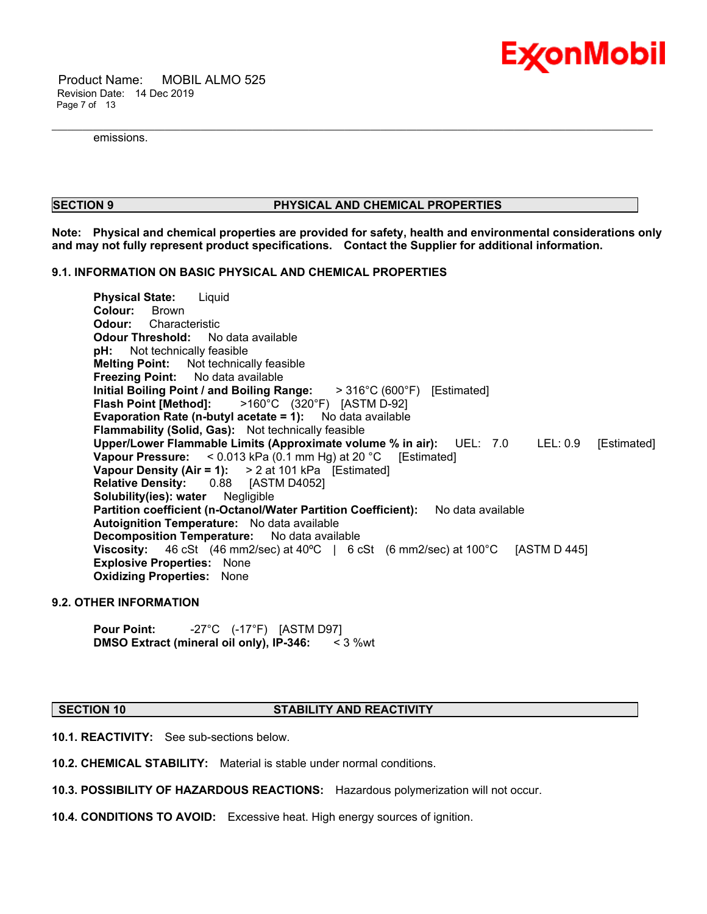emissions.

## SECTION 9 PHYSICAL AND CHEMICAL PROPERTIES

**Note: Physical and chemical properties are provided for safety, health and environmental considerations only and may not fully represent product specifications. Contact the Supplier for additional information.**

### 9.1. INFORMATION ON BASIC PHYSICAL AND CHEMICAL PROPERTIES

**Physical State:** Liquid
**Colour:** Brown
**Odour:** Characteristic
**Odour Threshold:** No data available
**pH:** Not technically feasible
**Melting Point:** Not technically feasible
**Freezing Point:** No data available
**Initial Boiling Point / and Boiling Range:** > 316°C (600°F) [Estimated]
**Flash Point [Method]:** >160°C (320°F) [ASTM D-92]
**Evaporation Rate (n-butyl acetate = 1):** No data available
**Flammability (Solid, Gas):** Not technically feasible
**Upper/Lower Flammable Limits (Approximate volume % in air):** UEL: 7.0 LEL: 0.9 [Estimated]
**Vapour Pressure:** < 0.013 kPa (0.1 mm Hg) at 20 °C [Estimated]
**Vapour Density (Air = 1):** > 2 at 101 kPa [Estimated]
**Relative Density:** 0.88 [ASTM D4052]
**Solubility(ies): water** Negligible
**Partition coefficient (n-Octanol/Water Partition Coefficient):** No data available
**Autoignition Temperature:** No data available
**Decomposition Temperature:** No data available
**Viscosity:** 46 cSt (46 mm2/sec) at 40ºC | 6 cSt (6 mm2/sec) at 100°C [ASTM D 445]
**Explosive Properties:** None
**Oxidizing Properties:** None

### 9.2. OTHER INFORMATION

**Pour Point:** -27°C (-17°F) [ASTM D97]
**DMSO Extract (mineral oil only), IP-346:** < 3 %wt

## SECTION 10 STABILITY AND REACTIVITY

**10.1. REACTIVITY:** See sub-sections below.

**10.2. CHEMICAL STABILITY:** Material is stable under normal conditions.

**10.3. POSSIBILITY OF HAZARDOUS REACTIONS:** Hazardous polymerization will not occur.

**10.4. CONDITIONS TO AVOID:** Excessive heat. High energy sources of ignition.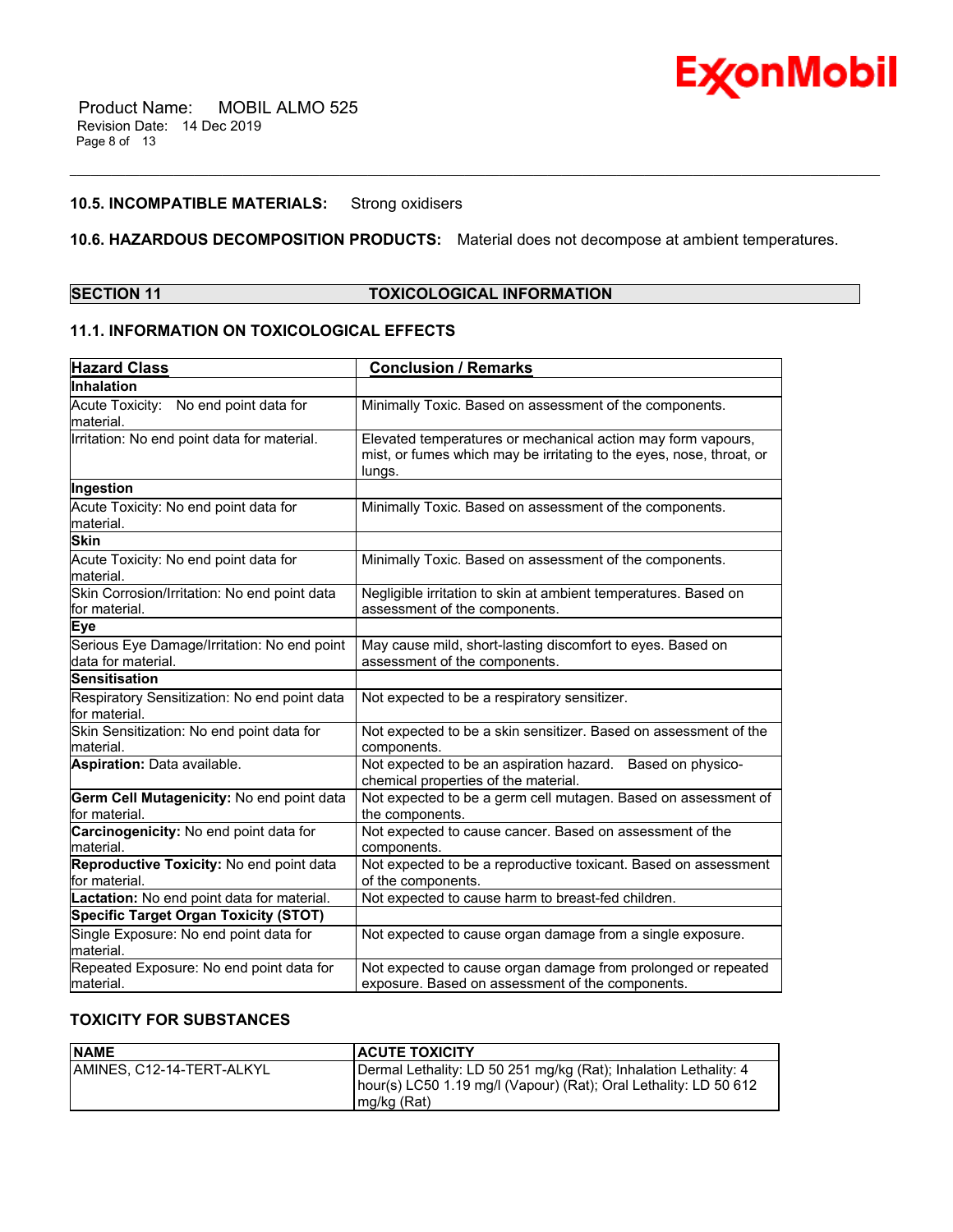**10.5. INCOMPATIBLE MATERIALS:** Strong oxidisers

**10.6. HAZARDOUS DECOMPOSITION PRODUCTS:** Material does not decompose at ambient temperatures.

## SECTION 11 TOXICOLOGICAL INFORMATION

### 11.1. INFORMATION ON TOXICOLOGICAL EFFECTS

| Hazard Class | Conclusion / Remarks |
|---|---|
| **Inhalation** | |
| Acute Toxicity: No end point data for material. | Minimally Toxic. Based on assessment of the components. |
| Irritation: No end point data for material. | Elevated temperatures or mechanical action may form vapours, mist, or fumes which may be irritating to the eyes, nose, throat, or lungs. |
| **Ingestion** | |
| Acute Toxicity: No end point data for material. | Minimally Toxic. Based on assessment of the components. |
| **Skin** | |
| Acute Toxicity: No end point data for material. | Minimally Toxic. Based on assessment of the components. |
| Skin Corrosion/Irritation: No end point data for material. | Negligible irritation to skin at ambient temperatures. Based on assessment of the components. |
| **Eye** | |
| Serious Eye Damage/Irritation: No end point data for material. | May cause mild, short-lasting discomfort to eyes. Based on assessment of the components. |
| **Sensitisation** | |
| Respiratory Sensitization: No end point data for material. | Not expected to be a respiratory sensitizer. |
| Skin Sensitization: No end point data for material. | Not expected to be a skin sensitizer. Based on assessment of the components. |
| **Aspiration:** Data available. | Not expected to be an aspiration hazard. Based on physico-chemical properties of the material. |
| **Germ Cell Mutagenicity:** No end point data for material. | Not expected to be a germ cell mutagen. Based on assessment of the components. |
| **Carcinogenicity:** No end point data for material. | Not expected to cause cancer. Based on assessment of the components. |
| **Reproductive Toxicity:** No end point data for material. | Not expected to be a reproductive toxicant. Based on assessment of the components. |
| **Lactation:** No end point data for material. | Not expected to cause harm to breast-fed children. |
| **Specific Target Organ Toxicity (STOT)** | |
| Single Exposure: No end point data for material. | Not expected to cause organ damage from a single exposure. |
| Repeated Exposure: No end point data for material. | Not expected to cause organ damage from prolonged or repeated exposure. Based on assessment of the components. |

### TOXICITY FOR SUBSTANCES

| NAME | ACUTE TOXICITY |
|---|---|
| AMINES, C12-14-TERT-ALKYL | Dermal Lethality: LD 50 251 mg/kg (Rat); Inhalation Lethality: 4 hour(s) LC50 1.19 mg/l (Vapour) (Rat); Oral Lethality: LD 50 612 mg/kg (Rat) |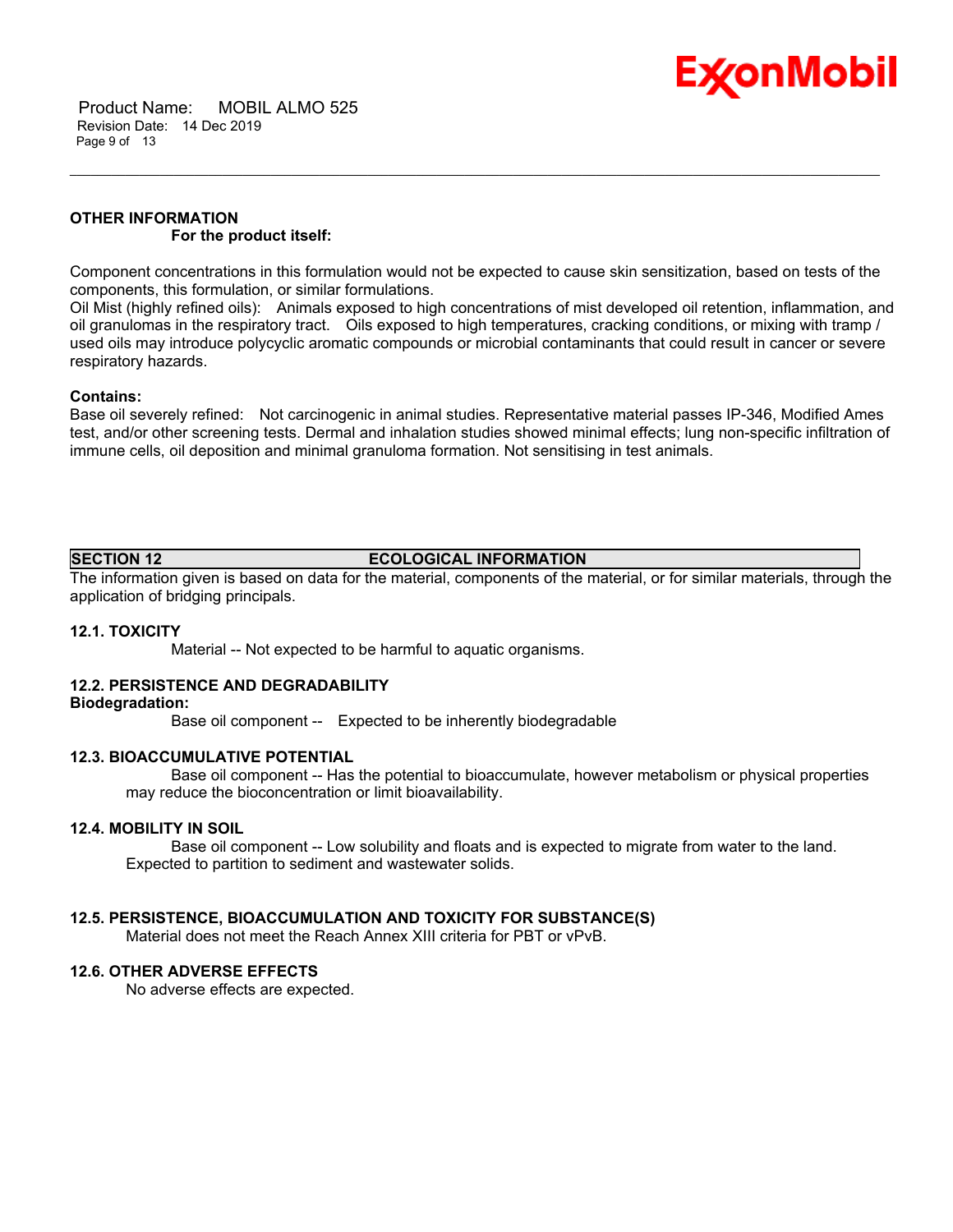**OTHER INFORMATION**

**For the product itself:**

Component concentrations in this formulation would not be expected to cause skin sensitization, based on tests of the components, this formulation, or similar formulations.
Oil Mist (highly refined oils): Animals exposed to high concentrations of mist developed oil retention, inflammation, and oil granulomas in the respiratory tract. Oils exposed to high temperatures, cracking conditions, or mixing with tramp / used oils may introduce polycyclic aromatic compounds or microbial contaminants that could result in cancer or severe respiratory hazards.

**Contains:**
Base oil severely refined: Not carcinogenic in animal studies. Representative material passes IP-346, Modified Ames test, and/or other screening tests. Dermal and inhalation studies showed minimal effects; lung non-specific infiltration of immune cells, oil deposition and minimal granuloma formation. Not sensitising in test animals.

## SECTION 12 ECOLOGICAL INFORMATION

The information given is based on data for the material, components of the material, or for similar materials, through the application of bridging principals.

### 12.1. TOXICITY

Material -- Not expected to be harmful to aquatic organisms.

### 12.2. PERSISTENCE AND DEGRADABILITY

**Biodegradation:**

Base oil component -- Expected to be inherently biodegradable

### 12.3. BIOACCUMULATIVE POTENTIAL

Base oil component -- Has the potential to bioaccumulate, however metabolism or physical properties may reduce the bioconcentration or limit bioavailability.

### 12.4. MOBILITY IN SOIL

Base oil component -- Low solubility and floats and is expected to migrate from water to the land. Expected to partition to sediment and wastewater solids.

### 12.5. PERSISTENCE, BIOACCUMULATION AND TOXICITY FOR SUBSTANCE(S)

Material does not meet the Reach Annex XIII criteria for PBT or vPvB.

### 12.6. OTHER ADVERSE EFFECTS

No adverse effects are expected.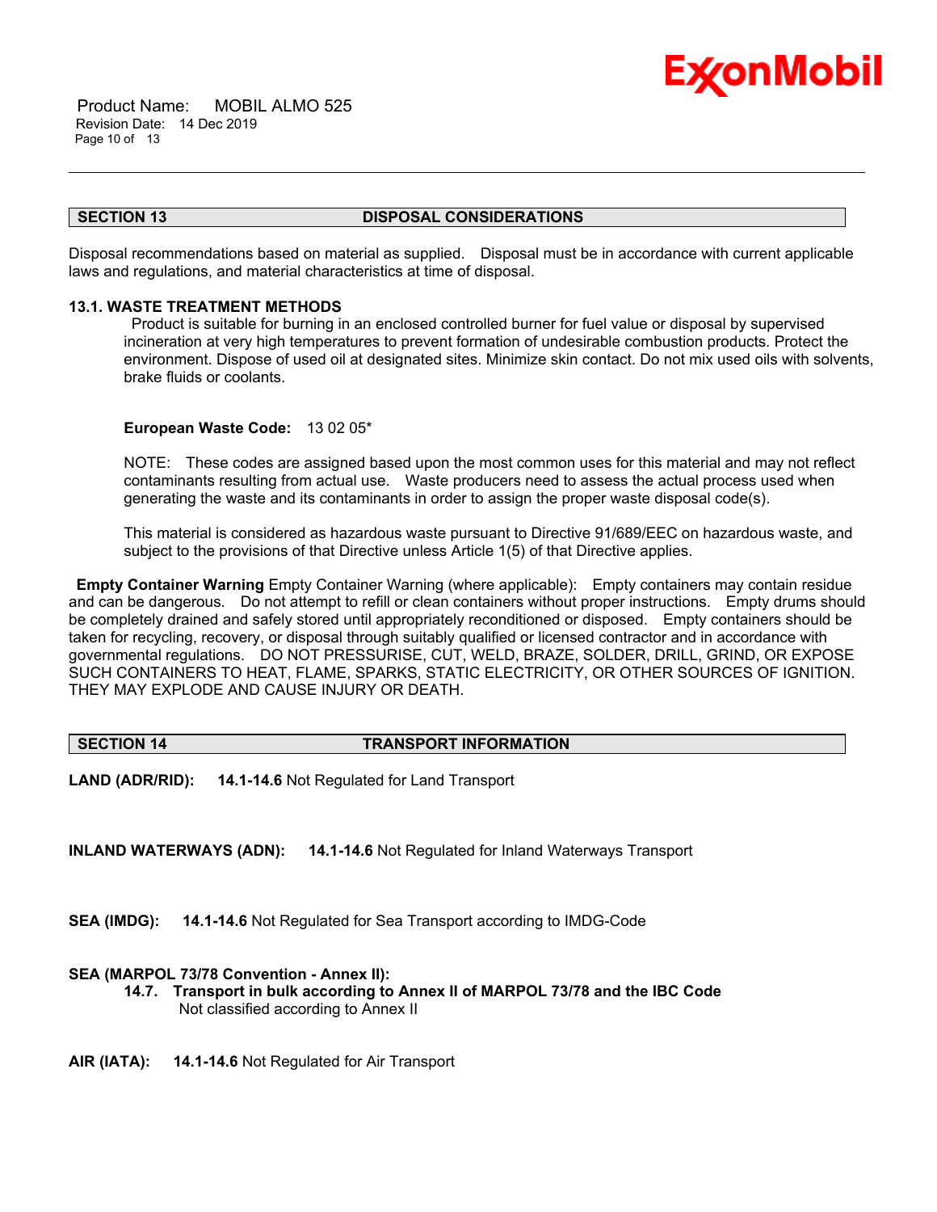## SECTION 13 DISPOSAL CONSIDERATIONS

Disposal recommendations based on material as supplied. Disposal must be in accordance with current applicable laws and regulations, and material characteristics at time of disposal.

### 13.1. WASTE TREATMENT METHODS

Product is suitable for burning in an enclosed controlled burner for fuel value or disposal by supervised incineration at very high temperatures to prevent formation of undesirable combustion products. Protect the environment. Dispose of used oil at designated sites. Minimize skin contact. Do not mix used oils with solvents, brake fluids or coolants.

**European Waste Code:** 13 02 05*

NOTE: These codes are assigned based upon the most common uses for this material and may not reflect contaminants resulting from actual use. Waste producers need to assess the actual process used when generating the waste and its contaminants in order to assign the proper waste disposal code(s).

This material is considered as hazardous waste pursuant to Directive 91/689/EEC on hazardous waste, and subject to the provisions of that Directive unless Article 1(5) of that Directive applies.

**Empty Container Warning** Empty Container Warning (where applicable): Empty containers may contain residue and can be dangerous. Do not attempt to refill or clean containers without proper instructions. Empty drums should be completely drained and safely stored until appropriately reconditioned or disposed. Empty containers should be taken for recycling, recovery, or disposal through suitably qualified or licensed contractor and in accordance with governmental regulations. DO NOT PRESSURISE, CUT, WELD, BRAZE, SOLDER, DRILL, GRIND, OR EXPOSE SUCH CONTAINERS TO HEAT, FLAME, SPARKS, STATIC ELECTRICITY, OR OTHER SOURCES OF IGNITION. THEY MAY EXPLODE AND CAUSE INJURY OR DEATH.

## SECTION 14 TRANSPORT INFORMATION

**LAND (ADR/RID):** **14.1-14.6** Not Regulated for Land Transport

**INLAND WATERWAYS (ADN):** **14.1-14.6** Not Regulated for Inland Waterways Transport

**SEA (IMDG):** **14.1-14.6** Not Regulated for Sea Transport according to IMDG-Code

**SEA (MARPOL 73/78 Convention - Annex II):**

**14.7. Transport in bulk according to Annex II of MARPOL 73/78 and the IBC Code**
Not classified according to Annex II

**AIR (IATA):** **14.1-14.6** Not Regulated for Air Transport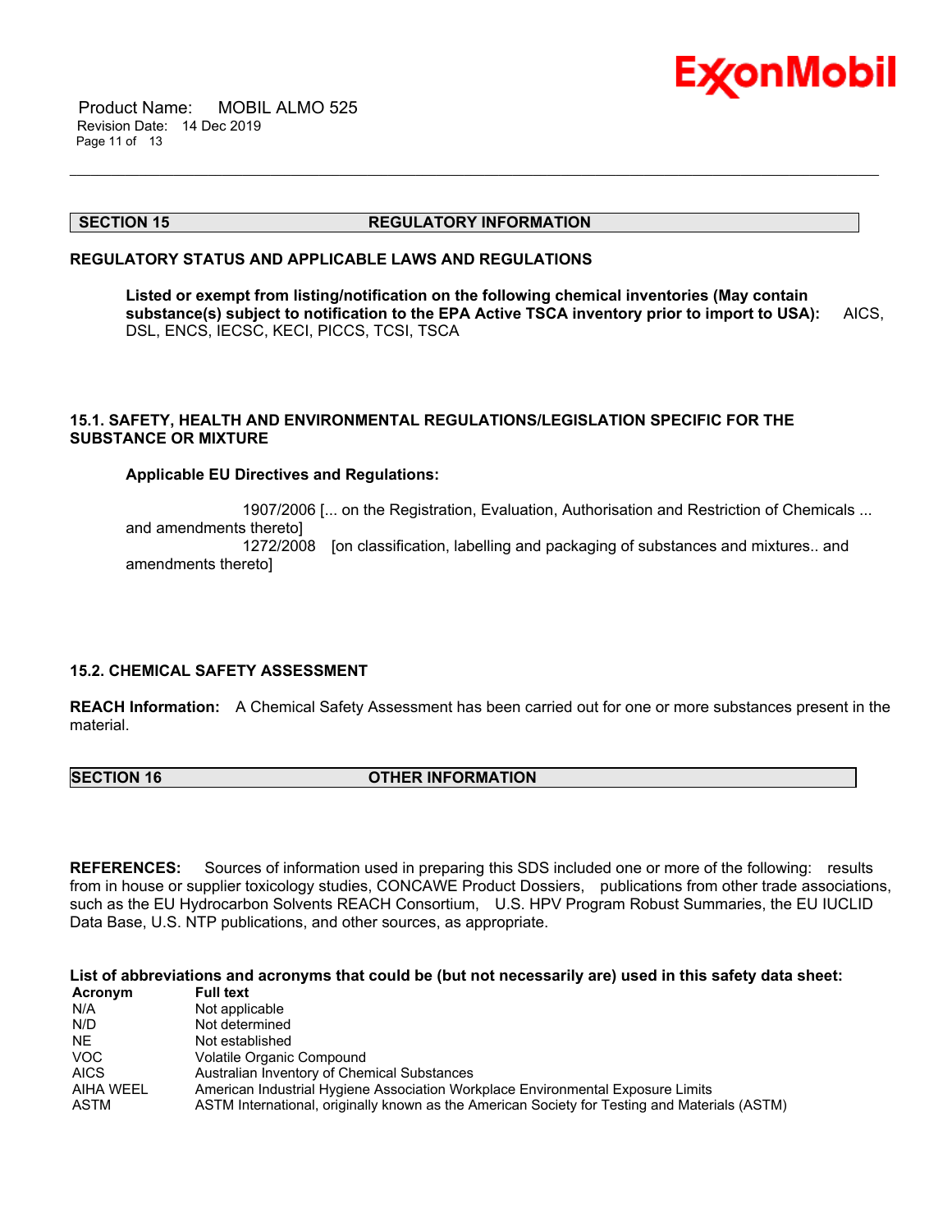## SECTION 15 REGULATORY INFORMATION

**REGULATORY STATUS AND APPLICABLE LAWS AND REGULATIONS**

**Listed or exempt from listing/notification on the following chemical inventories (May contain substance(s) subject to notification to the EPA Active TSCA inventory prior to import to USA):** AICS, DSL, ENCS, IECSC, KECI, PICCS, TCSI, TSCA

**15.1. SAFETY, HEALTH AND ENVIRONMENTAL REGULATIONS/LEGISLATION SPECIFIC FOR THE SUBSTANCE OR MIXTURE**

**Applicable EU Directives and Regulations:**

1907/2006 [... on the Registration, Evaluation, Authorisation and Restriction of Chemicals ... and amendments thereto]
1272/2008 [on classification, labelling and packaging of substances and mixtures.. and amendments thereto]

**15.2. CHEMICAL SAFETY ASSESSMENT**

**REACH Information:** A Chemical Safety Assessment has been carried out for one or more substances present in the material.

## SECTION 16 OTHER INFORMATION

**REFERENCES:** Sources of information used in preparing this SDS included one or more of the following: results from in house or supplier toxicology studies, CONCAWE Product Dossiers, publications from other trade associations, such as the EU Hydrocarbon Solvents REACH Consortium, U.S. HPV Program Robust Summaries, the EU IUCLID Data Base, U.S. NTP publications, and other sources, as appropriate.

**List of abbreviations and acronyms that could be (but not necessarily are) used in this safety data sheet:**

| Acronym | Full text |
|---|---|
| N/A | Not applicable |
| N/D | Not determined |
| NE | Not established |
| VOC | Volatile Organic Compound |
| AICS | Australian Inventory of Chemical Substances |
| AIHA WEEL | American Industrial Hygiene Association Workplace Environmental Exposure Limits |
| ASTM | ASTM International, originally known as the American Society for Testing and Materials (ASTM) |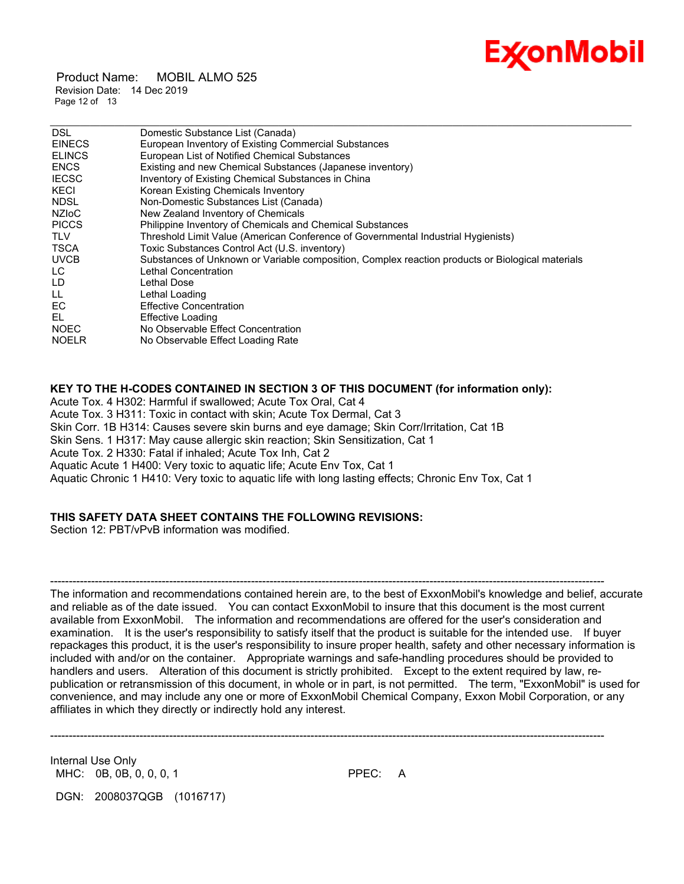| | |
|---|---|
| DSL | Domestic Substance List (Canada) |
| EINECS | European Inventory of Existing Commercial Substances |
| ELINCS | European List of Notified Chemical Substances |
| ENCS | Existing and new Chemical Substances (Japanese inventory) |
| IECSC | Inventory of Existing Chemical Substances in China |
| KECI | Korean Existing Chemicals Inventory |
| NDSL | Non-Domestic Substances List (Canada) |
| NZIoC | New Zealand Inventory of Chemicals |
| PICCS | Philippine Inventory of Chemicals and Chemical Substances |
| TLV | Threshold Limit Value (American Conference of Governmental Industrial Hygienists) |
| TSCA | Toxic Substances Control Act (U.S. inventory) |
| UVCB | Substances of Unknown or Variable composition, Complex reaction products or Biological materials |
| LC | Lethal Concentration |
| LD | Lethal Dose |
| LL | Lethal Loading |
| EC | Effective Concentration |
| EL | Effective Loading |
| NOEC | No Observable Effect Concentration |
| NOELR | No Observable Effect Loading Rate |

**KEY TO THE H-CODES CONTAINED IN SECTION 3 OF THIS DOCUMENT (for information only):**

Acute Tox. 4 H302: Harmful if swallowed; Acute Tox Oral, Cat 4
Acute Tox. 3 H311: Toxic in contact with skin; Acute Tox Dermal, Cat 3
Skin Corr. 1B H314: Causes severe skin burns and eye damage; Skin Corr/Irritation, Cat 1B
Skin Sens. 1 H317: May cause allergic skin reaction; Skin Sensitization, Cat 1
Acute Tox. 2 H330: Fatal if inhaled; Acute Tox Inh, Cat 2
Aquatic Acute 1 H400: Very toxic to aquatic life; Acute Env Tox, Cat 1
Aquatic Chronic 1 H410: Very toxic to aquatic life with long lasting effects; Chronic Env Tox, Cat 1

**THIS SAFETY DATA SHEET CONTAINS THE FOLLOWING REVISIONS:**

Section 12: PBT/vPvB information was modified.

---

The information and recommendations contained herein are, to the best of ExxonMobil's knowledge and belief, accurate and reliable as of the date issued. You can contact ExxonMobil to insure that this document is the most current available from ExxonMobil. The information and recommendations are offered for the user's consideration and examination. It is the user's responsibility to satisfy itself that the product is suitable for the intended use. If buyer repackages this product, it is the user's responsibility to insure proper health, safety and other necessary information is included with and/or on the container. Appropriate warnings and safe-handling procedures should be provided to handlers and users. Alteration of this document is strictly prohibited. Except to the extent required by law, re-publication or retransmission of this document, in whole or in part, is not permitted. The term, "ExxonMobil" is used for convenience, and may include any one or more of ExxonMobil Chemical Company, Exxon Mobil Corporation, or any affiliates in which they directly or indirectly hold any interest.

---

Internal Use Only
MHC: 0B, 0B, 0, 0, 0, 1 PPEC: A

DGN: 2008037QGB (1016717)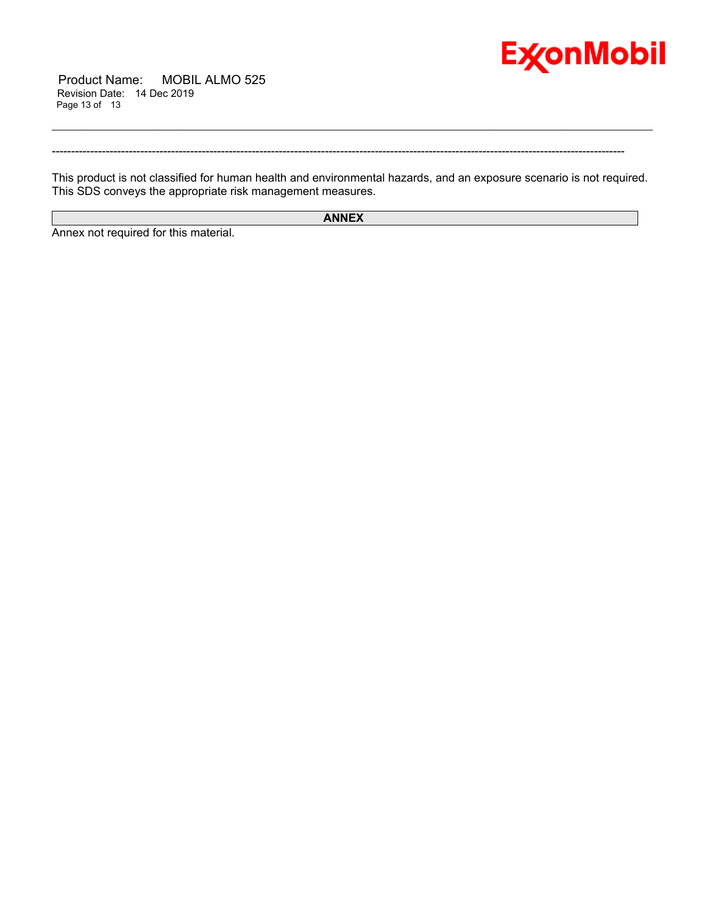-----------------------------------------------------------------------------------------------------------------------------------------------

This product is not classified for human health and environmental hazards, and an exposure scenario is not required. This SDS conveys the appropriate risk management measures.

## ANNEX

Annex not required for this material.